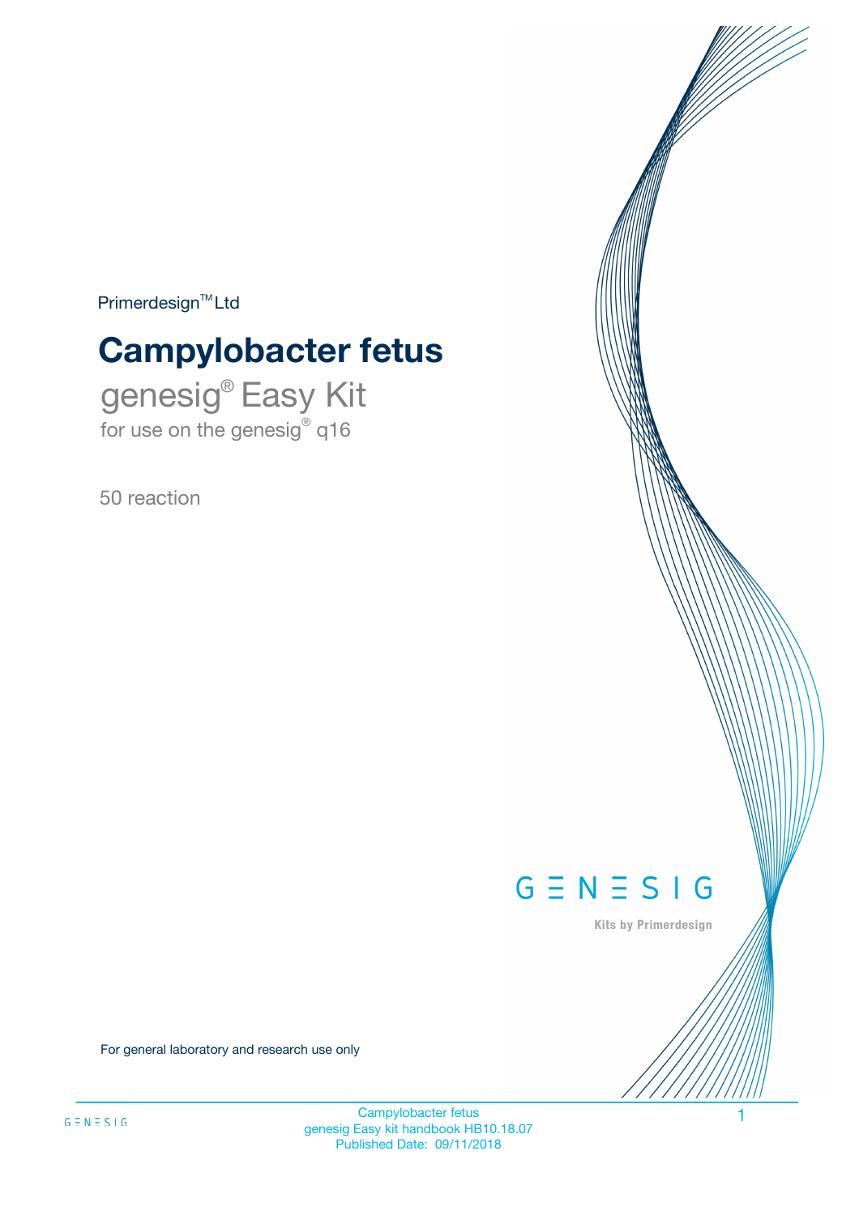Primerdesign™ Ltd

# Campylobacter fetus

## genesig® Easy Kit

for use on the genesig® q16

50 reaction

GENESIG

Kits by Primerdesign

For general laboratory and research use only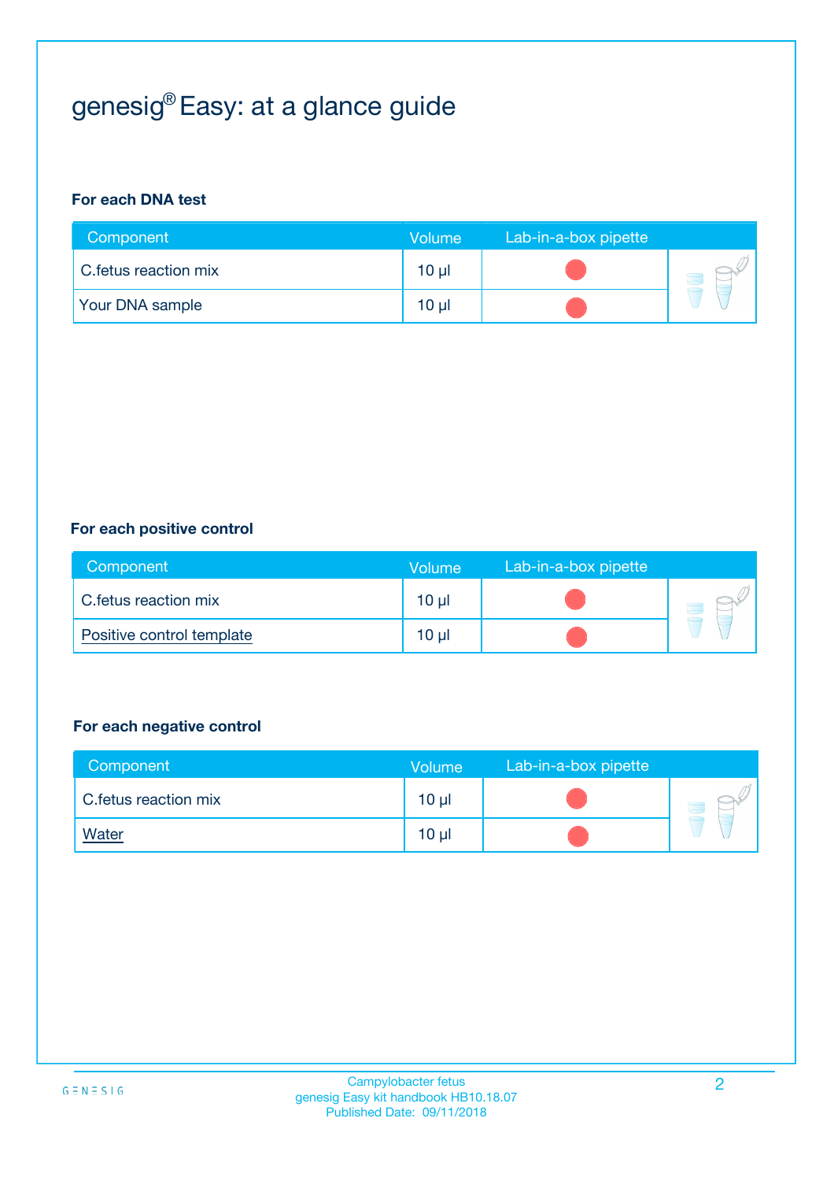# genesig® Easy: at a glance guide

### For each DNA test

| Component | Volume | Lab-in-a-box pipette |
|---|---|---|
| C.fetus reaction mix | 10 µl | ● |
| Your DNA sample | 10 µl | ● |

### For each positive control

| Component | Volume | Lab-in-a-box pipette |
|---|---|---|
| C.fetus reaction mix | 10 µl | ● |
| Positive control template | 10 µl | ● |

### For each negative control

| Component | Volume | Lab-in-a-box pipette |
|---|---|---|
| C.fetus reaction mix | 10 µl | ● |
| Water | 10 µl | ● |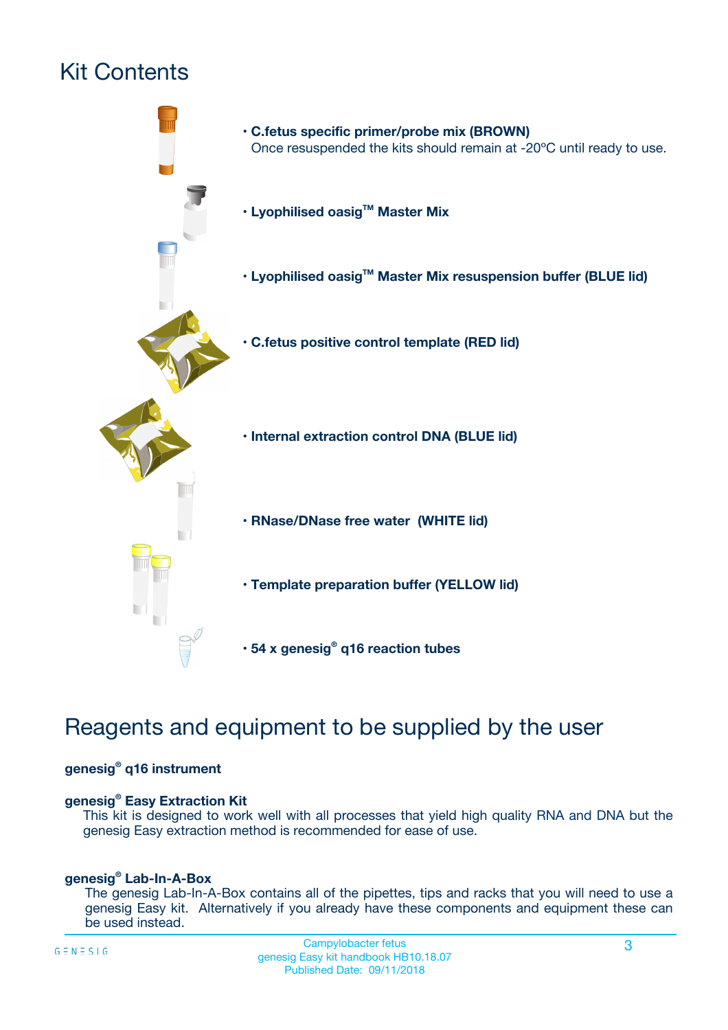# Kit Contents

- **C.fetus specific primer/probe mix (BROWN)**
  Once resuspended the kits should remain at -20ºC until ready to use.
- **Lyophilised oasig™ Master Mix**
- **Lyophilised oasig™ Master Mix resuspension buffer (BLUE lid)**
- **C.fetus positive control template (RED lid)**
- **Internal extraction control DNA (BLUE lid)**
- **RNase/DNase free water (WHITE lid)**
- **Template preparation buffer (YELLOW lid)**
- **54 x genesig® q16 reaction tubes**

# Reagents and equipment to be supplied by the user

**genesig® q16 instrument**

**genesig® Easy Extraction Kit**
This kit is designed to work well with all processes that yield high quality RNA and DNA but the genesig Easy extraction method is recommended for ease of use.

**genesig® Lab-In-A-Box**
The genesig Lab-In-A-Box contains all of the pipettes, tips and racks that you will need to use a genesig Easy kit. Alternatively if you already have these components and equipment these can be used instead.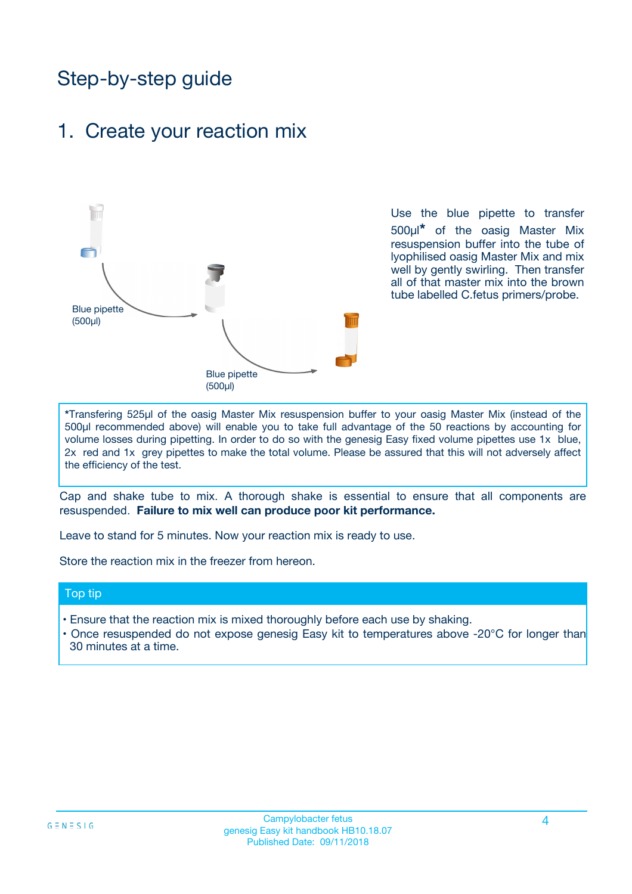# Step-by-step guide

## 1. Create your reaction mix

Blue pipette (500µl)

Blue pipette (500µl)

Use the blue pipette to transfer 500µl* of the oasig Master Mix resuspension buffer into the tube of lyophilised oasig Master Mix and mix well by gently swirling. Then transfer all of that master mix into the brown tube labelled C.fetus primers/probe.

*Transfering 525µl of the oasig Master Mix resuspension buffer to your oasig Master Mix (instead of the 500µl recommended above) will enable you to take full advantage of the 50 reactions by accounting for volume losses during pipetting. In order to do so with the genesig Easy fixed volume pipettes use 1x blue, 2x red and 1x grey pipettes to make the total volume. Please be assured that this will not adversely affect the efficiency of the test.

Cap and shake tube to mix. A thorough shake is essential to ensure that all components are resuspended. **Failure to mix well can produce poor kit performance.**

Leave to stand for 5 minutes. Now your reaction mix is ready to use.

Store the reaction mix in the freezer from hereon.

### Top tip

- Ensure that the reaction mix is mixed thoroughly before each use by shaking.
- Once resuspended do not expose genesig Easy kit to temperatures above -20°C for longer than 30 minutes at a time.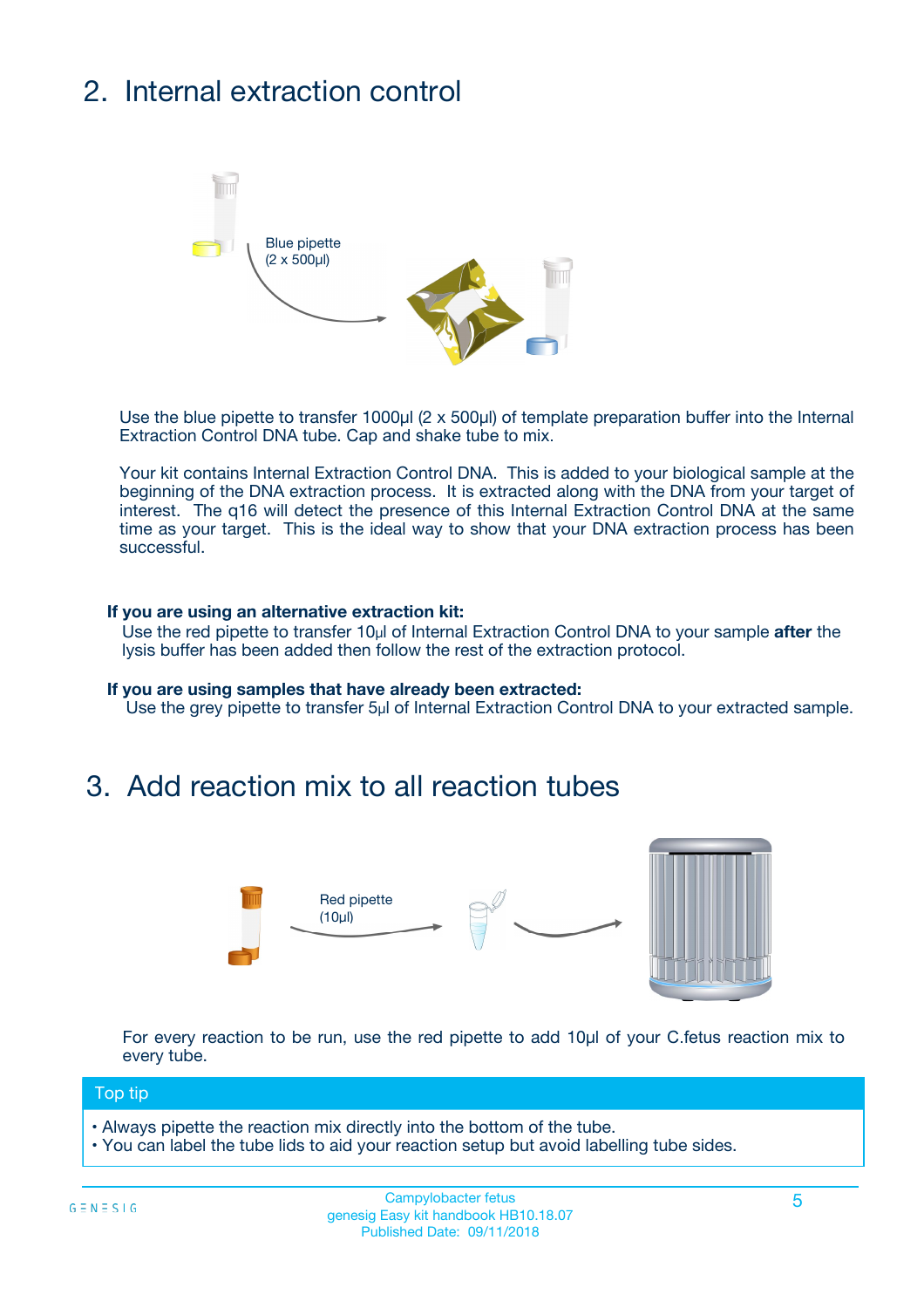## 2. Internal extraction control

Blue pipette (2 x 500µl)

Use the blue pipette to transfer 1000µl (2 x 500µl) of template preparation buffer into the Internal Extraction Control DNA tube. Cap and shake tube to mix.

Your kit contains Internal Extraction Control DNA. This is added to your biological sample at the beginning of the DNA extraction process. It is extracted along with the DNA from your target of interest. The q16 will detect the presence of this Internal Extraction Control DNA at the same time as your target. This is the ideal way to show that your DNA extraction process has been successful.

**If you are using an alternative extraction kit:**

Use the red pipette to transfer 10µl of Internal Extraction Control DNA to your sample **after** the lysis buffer has been added then follow the rest of the extraction protocol.

**If you are using samples that have already been extracted:**

Use the grey pipette to transfer 5µl of Internal Extraction Control DNA to your extracted sample.

## 3. Add reaction mix to all reaction tubes

Red pipette (10µl)

For every reaction to be run, use the red pipette to add 10µl of your C.fetus reaction mix to every tube.

**Top tip**

- Always pipette the reaction mix directly into the bottom of the tube.
- You can label the tube lids to aid your reaction setup but avoid labelling tube sides.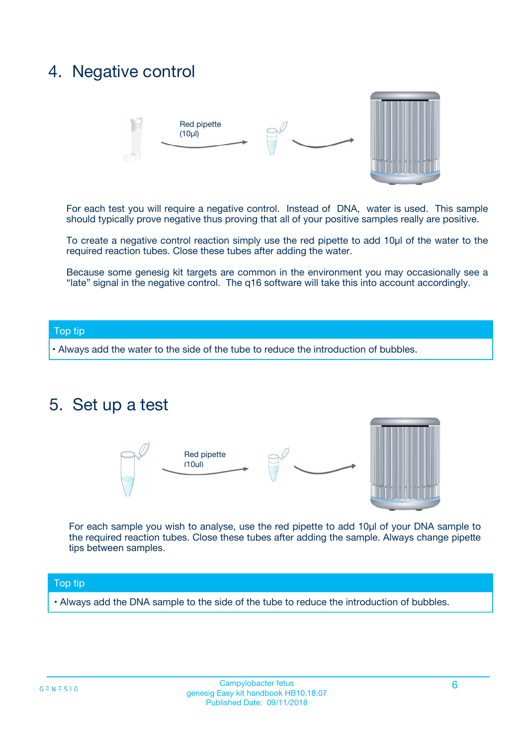## 4. Negative control

Red pipette (10µl)

For each test you will require a negative control. Instead of DNA, water is used. This sample should typically prove negative thus proving that all of your positive samples really are positive.

To create a negative control reaction simply use the red pipette to add 10µl of the water to the required reaction tubes. Close these tubes after adding the water.

Because some genesig kit targets are common in the environment you may occasionally see a "late" signal in the negative control. The q16 software will take this into account accordingly.

**Top tip**

- Always add the water to the side of the tube to reduce the introduction of bubbles.

## 5. Set up a test

Red pipette (10µl)

For each sample you wish to analyse, use the red pipette to add 10µl of your DNA sample to the required reaction tubes. Close these tubes after adding the sample. Always change pipette tips between samples.

**Top tip**

- Always add the DNA sample to the side of the tube to reduce the introduction of bubbles.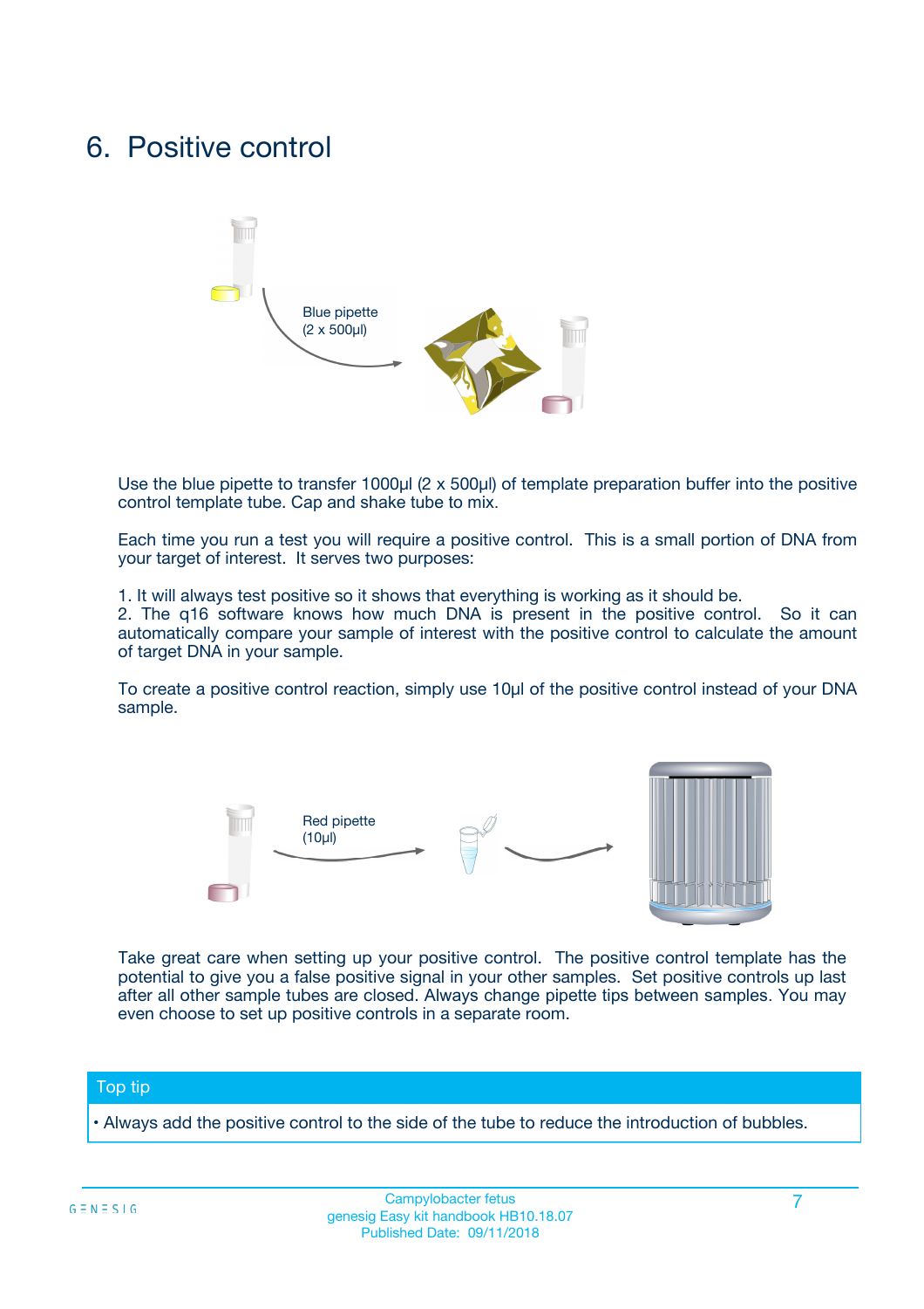# 6. Positive control

Blue pipette (2 x 500µl)

Use the blue pipette to transfer 1000µl (2 x 500µl) of template preparation buffer into the positive control template tube. Cap and shake tube to mix.

Each time you run a test you will require a positive control. This is a small portion of DNA from your target of interest. It serves two purposes:

1. It will always test positive so it shows that everything is working as it should be.
2. The q16 software knows how much DNA is present in the positive control. So it can automatically compare your sample of interest with the positive control to calculate the amount of target DNA in your sample.

To create a positive control reaction, simply use 10µl of the positive control instead of your DNA sample.

Red pipette (10µl)

Take great care when setting up your positive control. The positive control template has the potential to give you a false positive signal in your other samples. Set positive controls up last after all other sample tubes are closed. Always change pipette tips between samples. You may even choose to set up positive controls in a separate room.

**Top tip**

- Always add the positive control to the side of the tube to reduce the introduction of bubbles.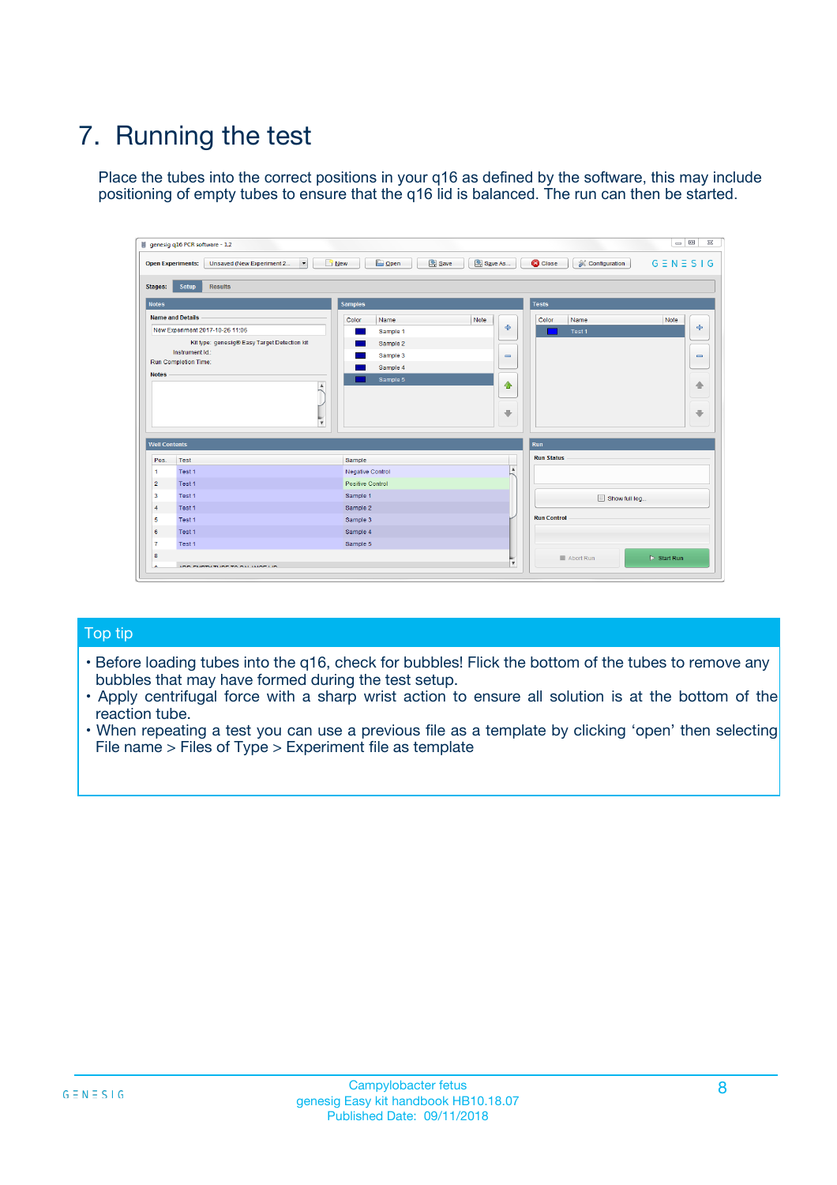# 7. Running the test

Place the tubes into the correct positions in your q16 as defined by the software, this may include positioning of empty tubes to ensure that the q16 lid is balanced. The run can then be started.

## Top tip

- Before loading tubes into the q16, check for bubbles! Flick the bottom of the tubes to remove any bubbles that may have formed during the test setup.
- Apply centrifugal force with a sharp wrist action to ensure all solution is at the bottom of the reaction tube.
- When repeating a test you can use a previous file as a template by clicking ‘open’ then selecting File name > Files of Type > Experiment file as template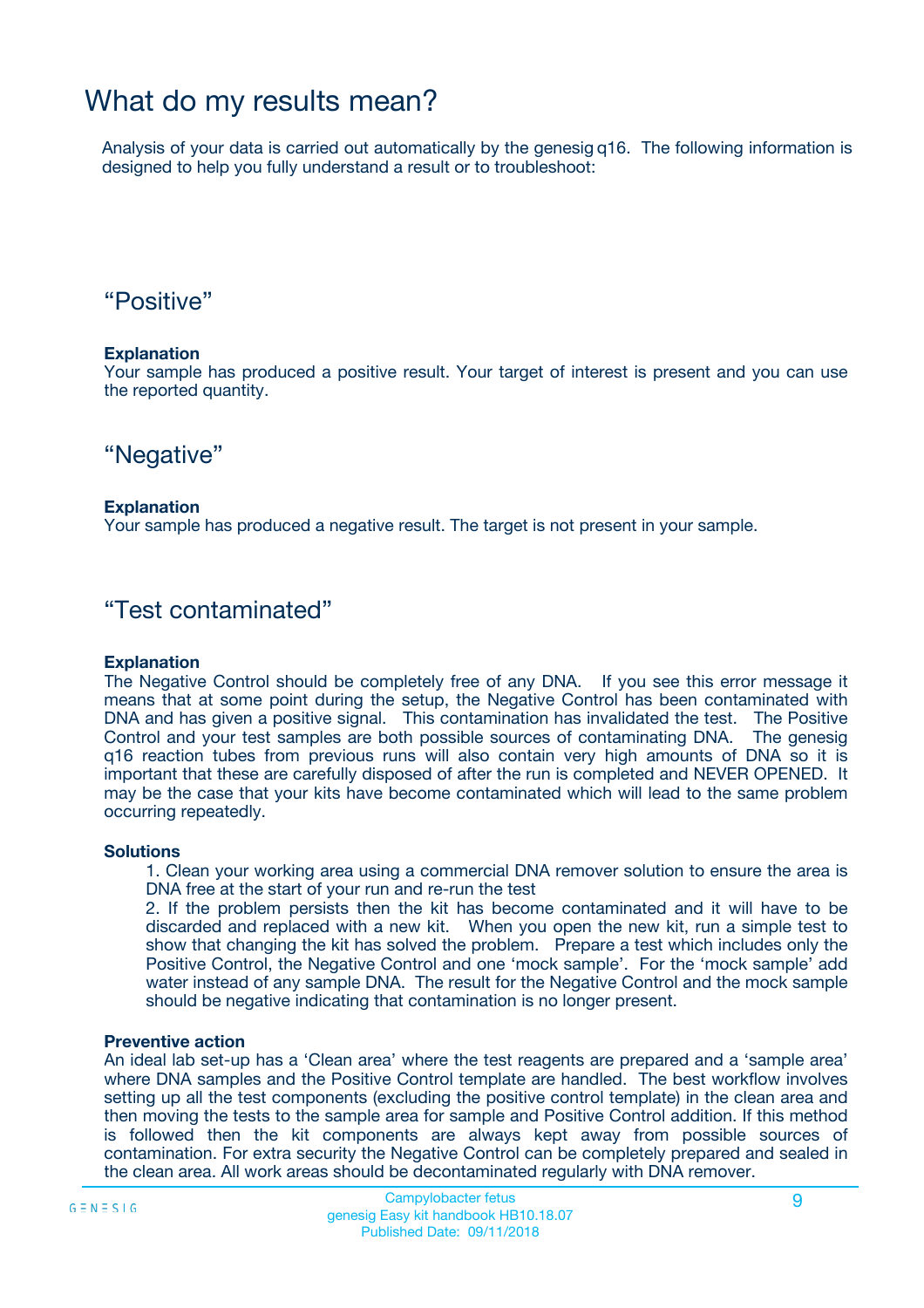# What do my results mean?

Analysis of your data is carried out automatically by the genesig q16. The following information is designed to help you fully understand a result or to troubleshoot:

## “Positive”

**Explanation**
Your sample has produced a positive result. Your target of interest is present and you can use the reported quantity.

## “Negative”

**Explanation**
Your sample has produced a negative result. The target is not present in your sample.

## “Test contaminated”

**Explanation**
The Negative Control should be completely free of any DNA. If you see this error message it means that at some point during the setup, the Negative Control has been contaminated with DNA and has given a positive signal. This contamination has invalidated the test. The Positive Control and your test samples are both possible sources of contaminating DNA. The genesig q16 reaction tubes from previous runs will also contain very high amounts of DNA so it is important that these are carefully disposed of after the run is completed and NEVER OPENED. It may be the case that your kits have become contaminated which will lead to the same problem occurring repeatedly.

**Solutions**

1. Clean your working area using a commercial DNA remover solution to ensure the area is DNA free at the start of your run and re-run the test
2. If the problem persists then the kit has become contaminated and it will have to be discarded and replaced with a new kit. When you open the new kit, run a simple test to show that changing the kit has solved the problem. Prepare a test which includes only the Positive Control, the Negative Control and one ‘mock sample’. For the ‘mock sample’ add water instead of any sample DNA. The result for the Negative Control and the mock sample should be negative indicating that contamination is no longer present.

**Preventive action**
An ideal lab set-up has a ‘Clean area’ where the test reagents are prepared and a ‘sample area’ where DNA samples and the Positive Control template are handled. The best workflow involves setting up all the test components (excluding the positive control template) in the clean area and then moving the tests to the sample area for sample and Positive Control addition. If this method is followed then the kit components are always kept away from possible sources of contamination. For extra security the Negative Control can be completely prepared and sealed in the clean area. All work areas should be decontaminated regularly with DNA remover.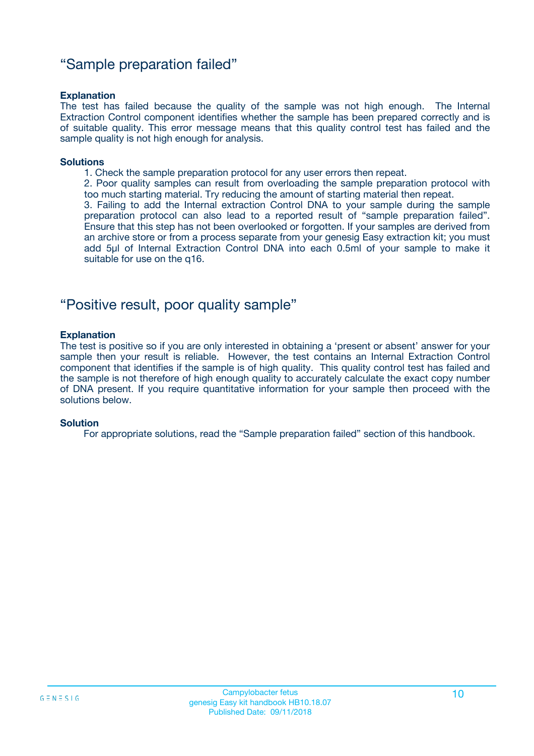## "Sample preparation failed"

**Explanation**

The test has failed because the quality of the sample was not high enough. The Internal Extraction Control component identifies whether the sample has been prepared correctly and is of suitable quality. This error message means that this quality control test has failed and the sample quality is not high enough for analysis.

**Solutions**

1. Check the sample preparation protocol for any user errors then repeat.
2. Poor quality samples can result from overloading the sample preparation protocol with too much starting material. Try reducing the amount of starting material then repeat.
3. Failing to add the Internal extraction Control DNA to your sample during the sample preparation protocol can also lead to a reported result of "sample preparation failed". Ensure that this step has not been overlooked or forgotten. If your samples are derived from an archive store or from a process separate from your genesig Easy extraction kit; you must add 5µl of Internal Extraction Control DNA into each 0.5ml of your sample to make it suitable for use on the q16.

## "Positive result, poor quality sample"

**Explanation**

The test is positive so if you are only interested in obtaining a 'present or absent' answer for your sample then your result is reliable. However, the test contains an Internal Extraction Control component that identifies if the sample is of high quality. This quality control test has failed and the sample is not therefore of high enough quality to accurately calculate the exact copy number of DNA present. If you require quantitative information for your sample then proceed with the solutions below.

**Solution**

For appropriate solutions, read the "Sample preparation failed" section of this handbook.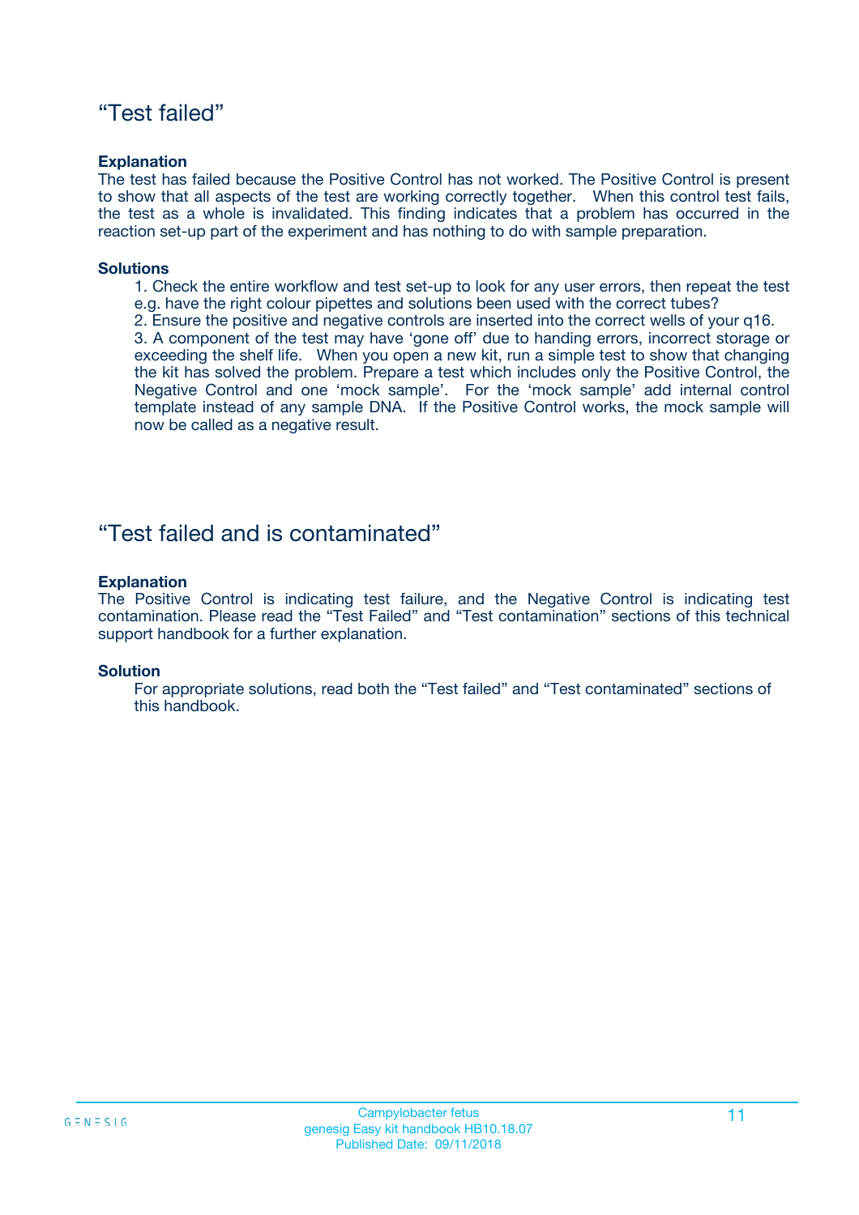## “Test failed”

**Explanation**

The test has failed because the Positive Control has not worked. The Positive Control is present to show that all aspects of the test are working correctly together. When this control test fails, the test as a whole is invalidated. This finding indicates that a problem has occurred in the reaction set-up part of the experiment and has nothing to do with sample preparation.

**Solutions**

1. Check the entire workflow and test set-up to look for any user errors, then repeat the test e.g. have the right colour pipettes and solutions been used with the correct tubes?
2. Ensure the positive and negative controls are inserted into the correct wells of your q16.
3. A component of the test may have ‘gone off’ due to handing errors, incorrect storage or exceeding the shelf life. When you open a new kit, run a simple test to show that changing the kit has solved the problem. Prepare a test which includes only the Positive Control, the Negative Control and one ‘mock sample’. For the ‘mock sample’ add internal control template instead of any sample DNA. If the Positive Control works, the mock sample will now be called as a negative result.

## “Test failed and is contaminated”

**Explanation**

The Positive Control is indicating test failure, and the Negative Control is indicating test contamination. Please read the “Test Failed” and “Test contamination” sections of this technical support handbook for a further explanation.

**Solution**

For appropriate solutions, read both the “Test failed” and “Test contaminated” sections of this handbook.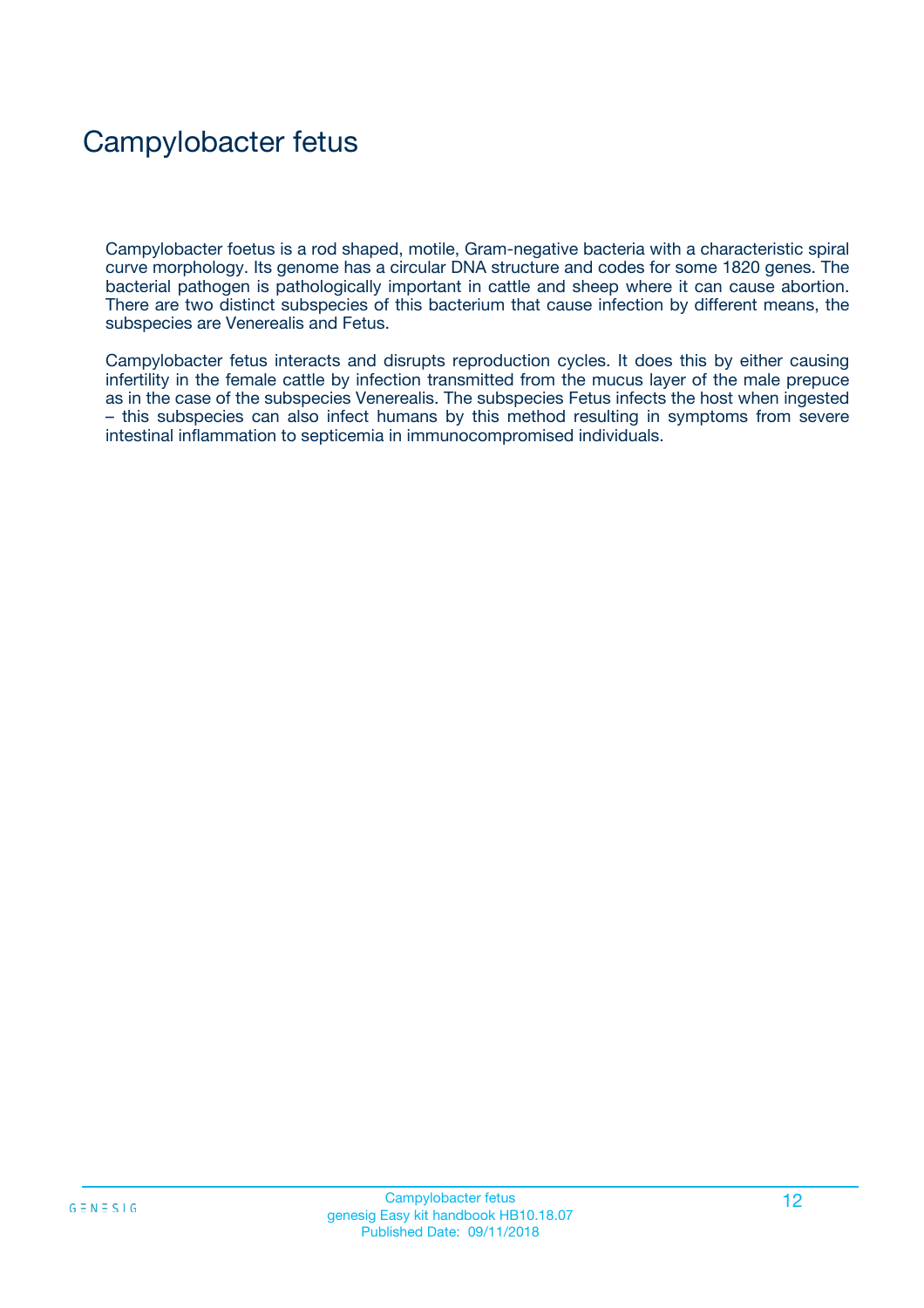# Campylobacter fetus

Campylobacter foetus is a rod shaped, motile, Gram-negative bacteria with a characteristic spiral curve morphology. Its genome has a circular DNA structure and codes for some 1820 genes. The bacterial pathogen is pathologically important in cattle and sheep where it can cause abortion. There are two distinct subspecies of this bacterium that cause infection by different means, the subspecies are Venerealis and Fetus.

Campylobacter fetus interacts and disrupts reproduction cycles. It does this by either causing infertility in the female cattle by infection transmitted from the mucus layer of the male prepuce as in the case of the subspecies Venerealis. The subspecies Fetus infects the host when ingested – this subspecies can also infect humans by this method resulting in symptoms from severe intestinal inflammation to septicemia in immunocompromised individuals.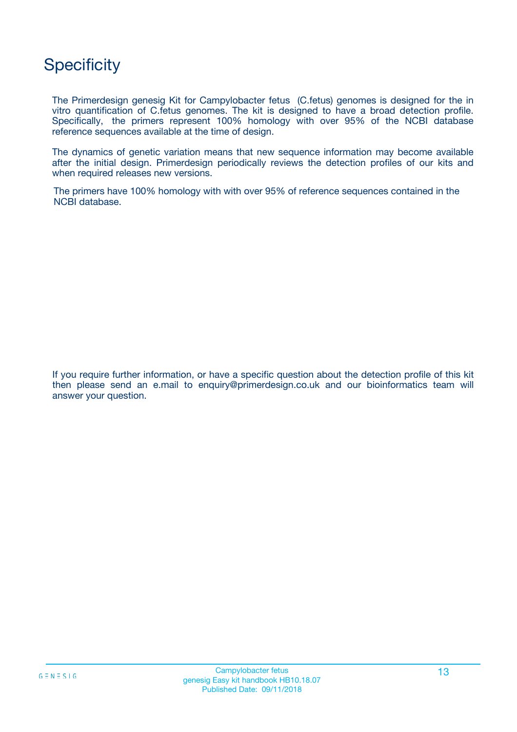# Specificity

The Primerdesign genesig Kit for Campylobacter fetus (C.fetus) genomes is designed for the in vitro quantification of C.fetus genomes. The kit is designed to have a broad detection profile. Specifically, the primers represent 100% homology with over 95% of the NCBI database reference sequences available at the time of design.

The dynamics of genetic variation means that new sequence information may become available after the initial design. Primerdesign periodically reviews the detection profiles of our kits and when required releases new versions.

The primers have 100% homology with with over 95% of reference sequences contained in the NCBI database.

If you require further information, or have a specific question about the detection profile of this kit then please send an e.mail to enquiry@primerdesign.co.uk and our bioinformatics team will answer your question.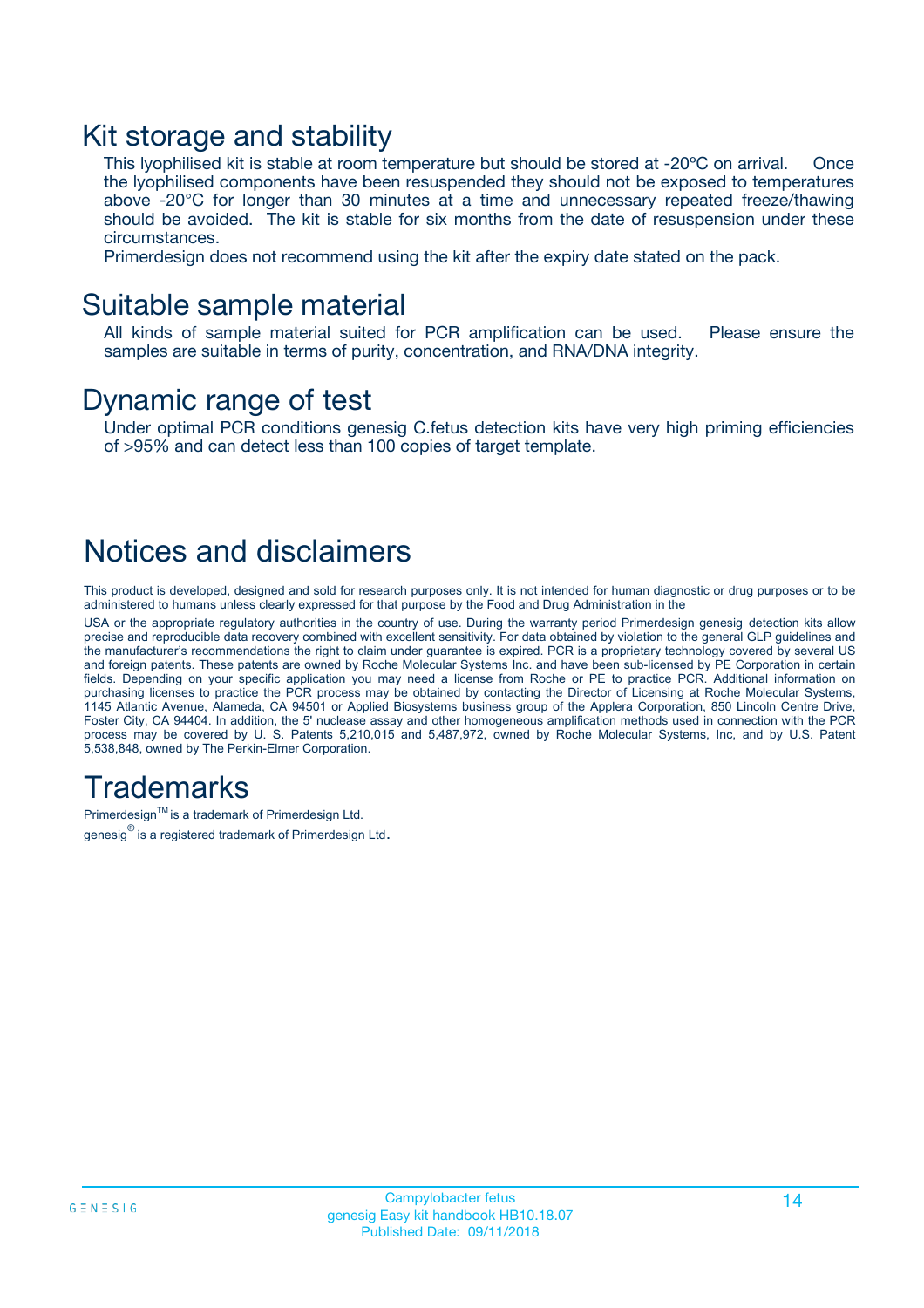## Kit storage and stability

This lyophilised kit is stable at room temperature but should be stored at -20ºC on arrival. Once the lyophilised components have been resuspended they should not be exposed to temperatures above -20°C for longer than 30 minutes at a time and unnecessary repeated freeze/thawing should be avoided. The kit is stable for six months from the date of resuspension under these circumstances.

Primerdesign does not recommend using the kit after the expiry date stated on the pack.

## Suitable sample material

All kinds of sample material suited for PCR amplification can be used. Please ensure the samples are suitable in terms of purity, concentration, and RNA/DNA integrity.

## Dynamic range of test

Under optimal PCR conditions genesig C.fetus detection kits have very high priming efficiencies of >95% and can detect less than 100 copies of target template.

## Notices and disclaimers

This product is developed, designed and sold for research purposes only. It is not intended for human diagnostic or drug purposes or to be administered to humans unless clearly expressed for that purpose by the Food and Drug Administration in the

USA or the appropriate regulatory authorities in the country of use. During the warranty period Primerdesign genesig detection kits allow precise and reproducible data recovery combined with excellent sensitivity. For data obtained by violation to the general GLP guidelines and the manufacturer's recommendations the right to claim under guarantee is expired. PCR is a proprietary technology covered by several US and foreign patents. These patents are owned by Roche Molecular Systems Inc. and have been sub-licensed by PE Corporation in certain fields. Depending on your specific application you may need a license from Roche or PE to practice PCR. Additional information on purchasing licenses to practice the PCR process may be obtained by contacting the Director of Licensing at Roche Molecular Systems, 1145 Atlantic Avenue, Alameda, CA 94501 or Applied Biosystems business group of the Applera Corporation, 850 Lincoln Centre Drive, Foster City, CA 94404. In addition, the 5' nuclease assay and other homogeneous amplification methods used in connection with the PCR process may be covered by U. S. Patents 5,210,015 and 5,487,972, owned by Roche Molecular Systems, Inc, and by U.S. Patent 5,538,848, owned by The Perkin-Elmer Corporation.

## Trademarks

Primerdesign™ is a trademark of Primerdesign Ltd.

genesig® is a registered trademark of Primerdesign Ltd.